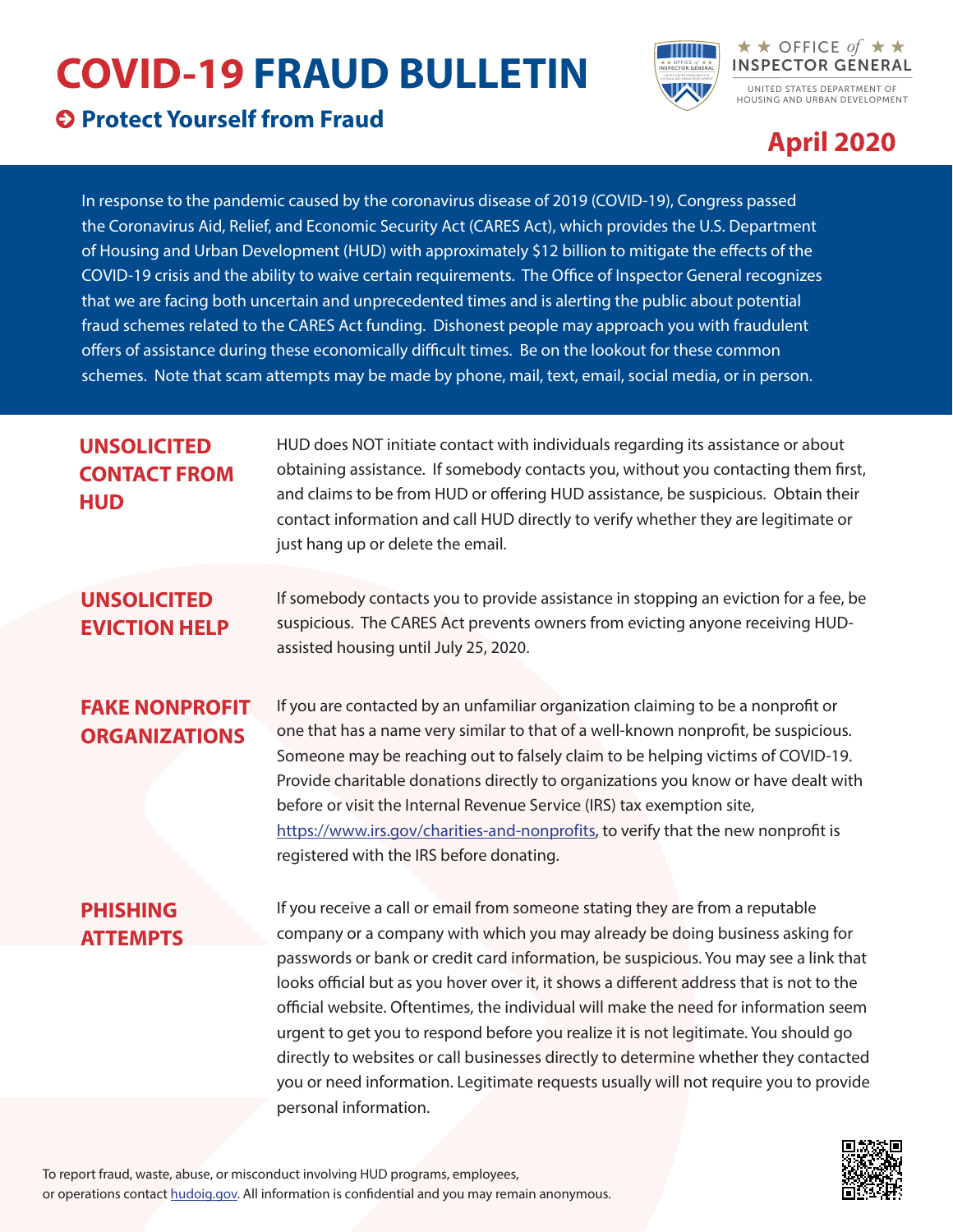# COVID-19 FRAUD BULLETIN

## Protect Yourself from Fraud

OFFICE of INSPECTOR GENERAL

UNITED STATES DEPARTMENT OF HOUSING AND URBAN DEVELOPMENT

**April 2020**

In response to the pandemic caused by the coronavirus disease of 2019 (COVID-19), Congress passed the Coronavirus Aid, Relief, and Economic Security Act (CARES Act), which provides the U.S. Department of Housing and Urban Development (HUD) with approximately $12 billion to mitigate the effects of the COVID-19 crisis and the ability to waive certain requirements. The Office of Inspector General recognizes that we are facing both uncertain and unprecedented times and is alerting the public about potential fraud schemes related to the CARES Act funding. Dishonest people may approach you with fraudulent offers of assistance during these economically difficult times. Be on the lookout for these common schemes. Note that scam attempts may be made by phone, mail, text, email, social media, or in person.

### UNSOLICITED CONTACT FROM HUD

HUD does NOT initiate contact with individuals regarding its assistance or about obtaining assistance. If somebody contacts you, without you contacting them first, and claims to be from HUD or offering HUD assistance, be suspicious. Obtain their contact information and call HUD directly to verify whether they are legitimate or just hang up or delete the email.

### UNSOLICITED EVICTION HELP

If somebody contacts you to provide assistance in stopping an eviction for a fee, be suspicious. The CARES Act prevents owners from evicting anyone receiving HUD-assisted housing until July 25, 2020.

### FAKE NONPROFIT ORGANIZATIONS

If you are contacted by an unfamiliar organization claiming to be a nonprofit or one that has a name very similar to that of a well-known nonprofit, be suspicious. Someone may be reaching out to falsely claim to be helping victims of COVID-19. Provide charitable donations directly to organizations you know or have dealt with before or visit the Internal Revenue Service (IRS) tax exemption site, https://www.irs.gov/charities-and-nonprofits, to verify that the new nonprofit is registered with the IRS before donating.

### PHISHING ATTEMPTS

If you receive a call or email from someone stating they are from a reputable company or a company with which you may already be doing business asking for passwords or bank or credit card information, be suspicious. You may see a link that looks official but as you hover over it, it shows a different address that is not to the official website. Oftentimes, the individual will make the need for information seem urgent to get you to respond before you realize it is not legitimate. You should go directly to websites or call businesses directly to determine whether they contacted you or need information. Legitimate requests usually will not require you to provide personal information.

To report fraud, waste, abuse, or misconduct involving HUD programs, employees, or operations contact hudoig.gov. All information is confidential and you may remain anonymous.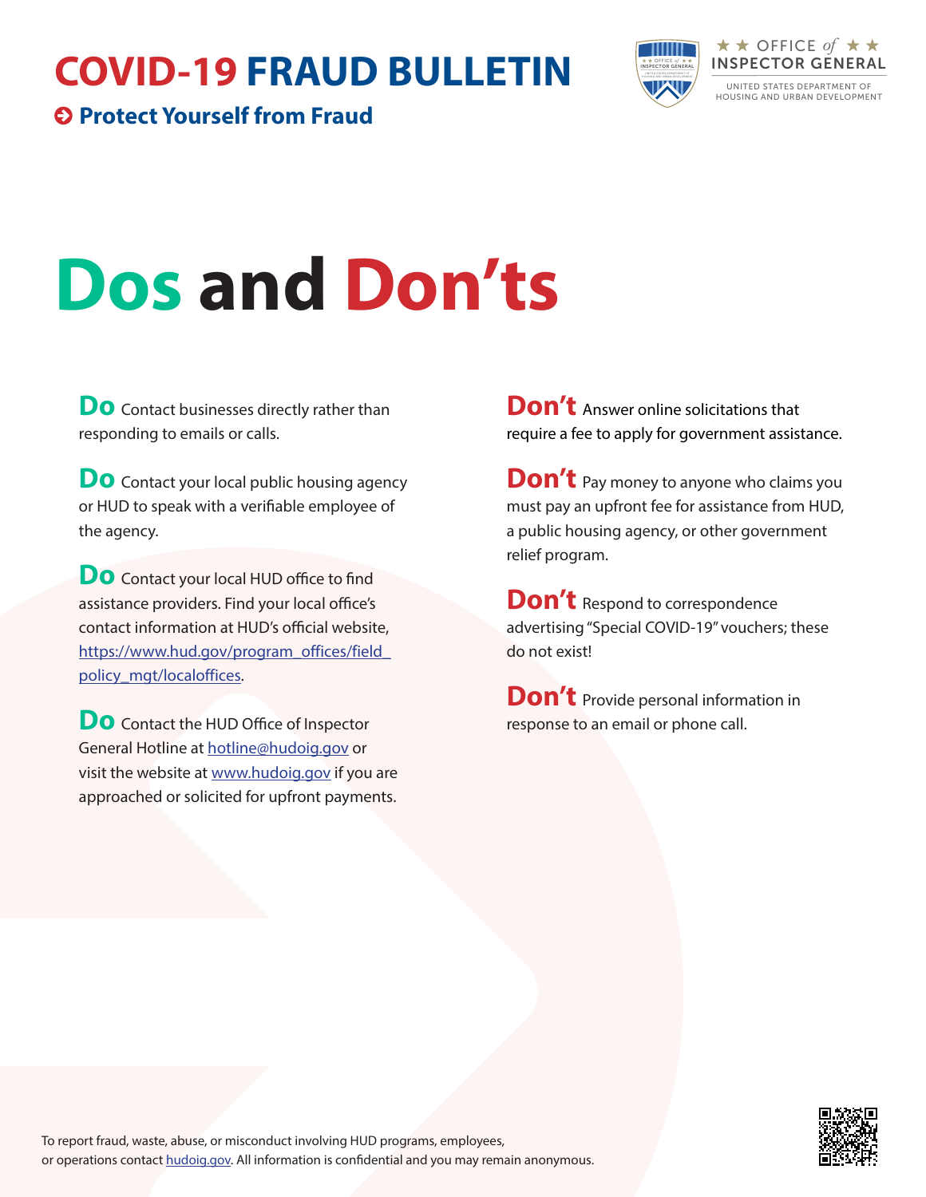# COVID-19 FRAUD BULLETIN

**Protect Yourself from Fraud**

★★ OFFICE *of* ★★ INSPECTOR GENERAL

UNITED STATES DEPARTMENT OF HOUSING AND URBAN DEVELOPMENT

# Dos and Don'ts

**Do** Contact businesses directly rather than responding to emails or calls.

**Do** Contact your local public housing agency or HUD to speak with a verifiable employee of the agency.

**Do** Contact your local HUD office to find assistance providers. Find your local office's contact information at HUD's official website, https://www.hud.gov/program_offices/field_policy_mgt/localoffices.

**Do** Contact the HUD Office of Inspector General Hotline at hotline@hudoig.gov or visit the website at www.hudoig.gov if you are approached or solicited for upfront payments.

**Don't** Answer online solicitations that require a fee to apply for government assistance.

**Don't** Pay money to anyone who claims you must pay an upfront fee for assistance from HUD, a public housing agency, or other government relief program.

**Don't** Respond to correspondence advertising "Special COVID-19" vouchers; these do not exist!

**Don't** Provide personal information in response to an email or phone call.

To report fraud, waste, abuse, or misconduct involving HUD programs, employees, or operations contact hudoig.gov. All information is confidential and you may remain anonymous.